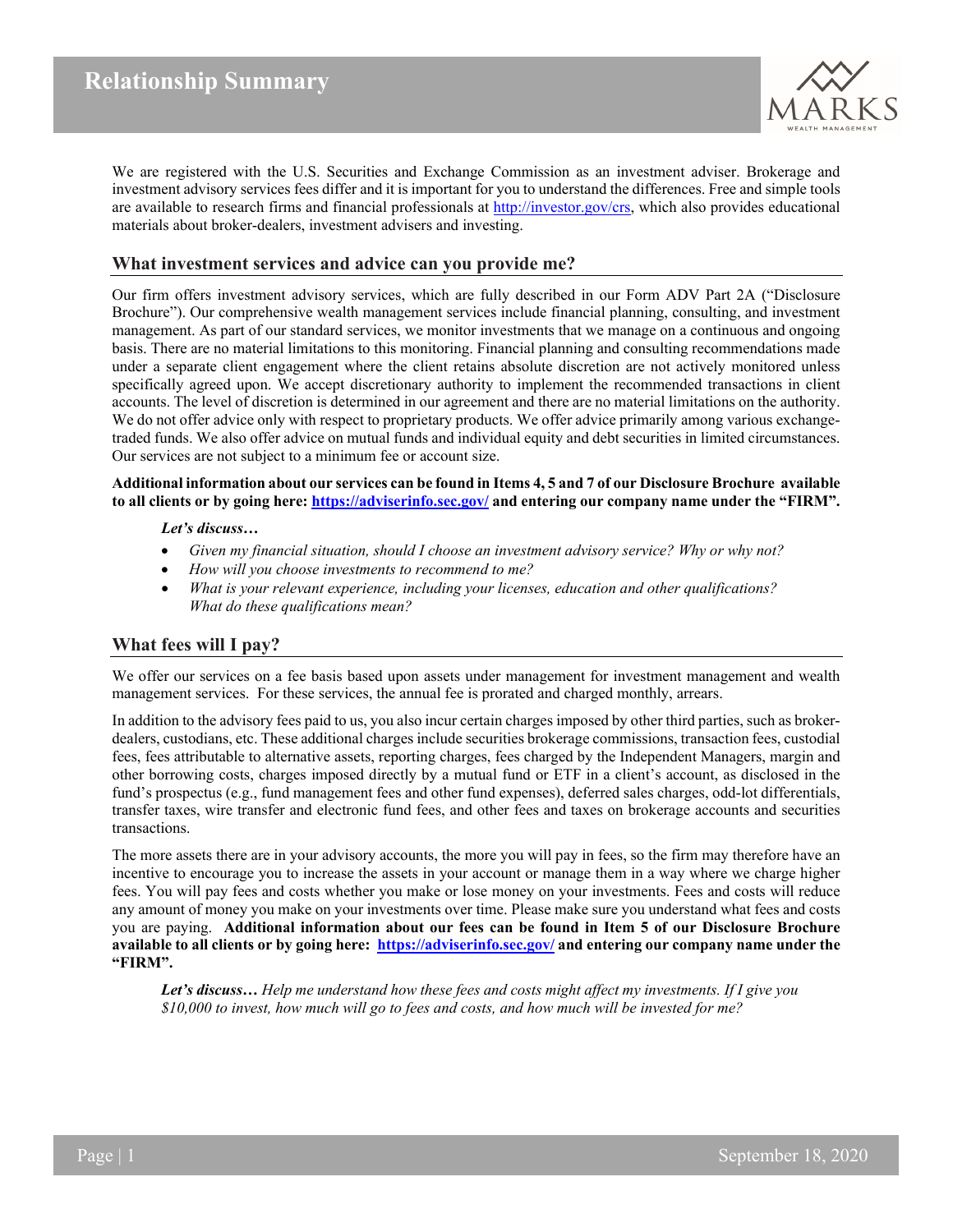# Relationship Summary

We are registered with the U.S. Securities and Exchange Commission as an investment adviser. Brokerage and investment advisory services fees differ and it is important for you to understand the differences. Free and simple tools are available to research firms and financial professionals at http://investor.gov/crs, which also provides educational materials about broker-dealers, investment advisers and investing.

## What investment services and advice can you provide me?

Our firm offers investment advisory services, which are fully described in our Form ADV Part 2A ("Disclosure Brochure"). Our comprehensive wealth management services include financial planning, consulting, and investment management. As part of our standard services, we monitor investments that we manage on a continuous and ongoing basis. There are no material limitations to this monitoring. Financial planning and consulting recommendations made under a separate client engagement where the client retains absolute discretion are not actively monitored unless specifically agreed upon. We accept discretionary authority to implement the recommended transactions in client accounts. The level of discretion is determined in our agreement and there are no material limitations on the authority. We do not offer advice only with respect to proprietary products. We offer advice primarily among various exchange-traded funds. We also offer advice on mutual funds and individual equity and debt securities in limited circumstances. Our services are not subject to a minimum fee or account size.

**Additional information about our services can be found in Items 4, 5 and 7 of our Disclosure Brochure available to all clients or by going here: https://adviserinfo.sec.gov/ and entering our company name under the "FIRM".**

***Let's discuss…***

- *Given my financial situation, should I choose an investment advisory service? Why or why not?*
- *How will you choose investments to recommend to me?*
- *What is your relevant experience, including your licenses, education and other qualifications? What do these qualifications mean?*

## What fees will I pay?

We offer our services on a fee basis based upon assets under management for investment management and wealth management services. For these services, the annual fee is prorated and charged monthly, arrears.

In addition to the advisory fees paid to us, you also incur certain charges imposed by other third parties, such as broker-dealers, custodians, etc. These additional charges include securities brokerage commissions, transaction fees, custodial fees, fees attributable to alternative assets, reporting charges, fees charged by the Independent Managers, margin and other borrowing costs, charges imposed directly by a mutual fund or ETF in a client's account, as disclosed in the fund's prospectus (e.g., fund management fees and other fund expenses), deferred sales charges, odd-lot differentials, transfer taxes, wire transfer and electronic fund fees, and other fees and taxes on brokerage accounts and securities transactions.

The more assets there are in your advisory accounts, the more you will pay in fees, so the firm may therefore have an incentive to encourage you to increase the assets in your account or manage them in a way where we charge higher fees. You will pay fees and costs whether you make or lose money on your investments. Fees and costs will reduce any amount of money you make on your investments over time. Please make sure you understand what fees and costs you are paying. **Additional information about our fees can be found in Item 5 of our Disclosure Brochure available to all clients or by going here: https://adviserinfo.sec.gov/ and entering our company name under the "FIRM".**

***Let's discuss…*** *Help me understand how these fees and costs might affect my investments. If I give you $10,000 to invest, how much will go to fees and costs, and how much will be invested for me?*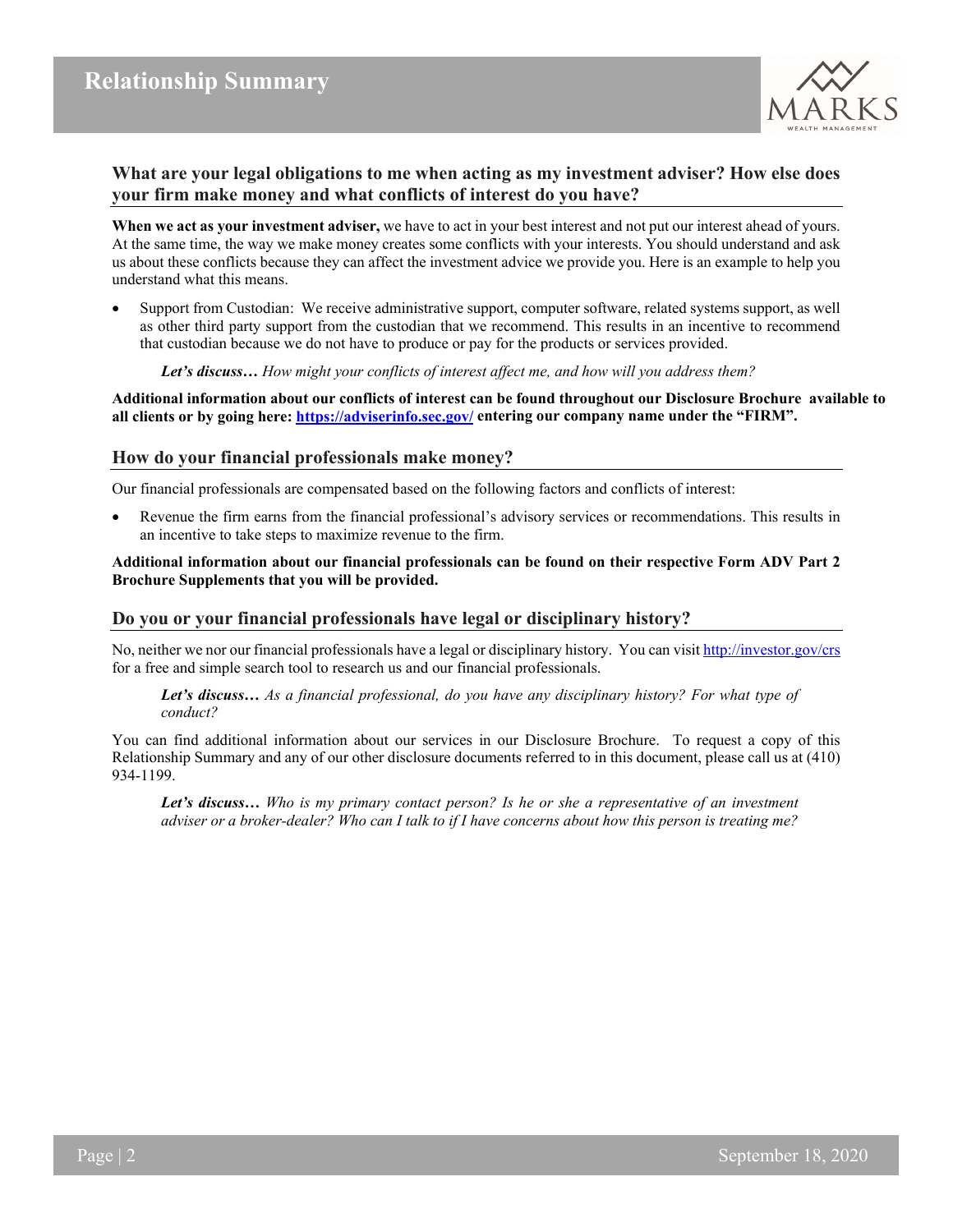## What are your legal obligations to me when acting as my investment adviser? How else does your firm make money and what conflicts of interest do you have?

**When we act as your investment adviser,** we have to act in your best interest and not put our interest ahead of yours. At the same time, the way we make money creates some conflicts with your interests. You should understand and ask us about these conflicts because they can affect the investment advice we provide you. Here is an example to help you understand what this means.

- Support from Custodian: We receive administrative support, computer software, related systems support, as well as other third party support from the custodian that we recommend. This results in an incentive to recommend that custodian because we do not have to produce or pay for the products or services provided.

> ***Let's discuss…*** *How might your conflicts of interest affect me, and how will you address them?*

**Additional information about our conflicts of interest can be found throughout our Disclosure Brochure available to all clients or by going here: [https://adviserinfo.sec.gov/](https://adviserinfo.sec.gov/) entering our company name under the "FIRM".**

## How do your financial professionals make money?

Our financial professionals are compensated based on the following factors and conflicts of interest:

- Revenue the firm earns from the financial professional's advisory services or recommendations. This results in an incentive to take steps to maximize revenue to the firm.

**Additional information about our financial professionals can be found on their respective Form ADV Part 2 Brochure Supplements that you will be provided.**

## Do you or your financial professionals have legal or disciplinary history?

No, neither we nor our financial professionals have a legal or disciplinary history. You can visit [http://investor.gov/crs](http://investor.gov/crs) for a free and simple search tool to research us and our financial professionals.

> ***Let's discuss…*** *As a financial professional, do you have any disciplinary history? For what type of conduct?*

You can find additional information about our services in our Disclosure Brochure. To request a copy of this Relationship Summary and any of our other disclosure documents referred to in this document, please call us at (410) 934-1199.

> ***Let's discuss…*** *Who is my primary contact person? Is he or she a representative of an investment adviser or a broker-dealer? Who can I talk to if I have concerns about how this person is treating me?*